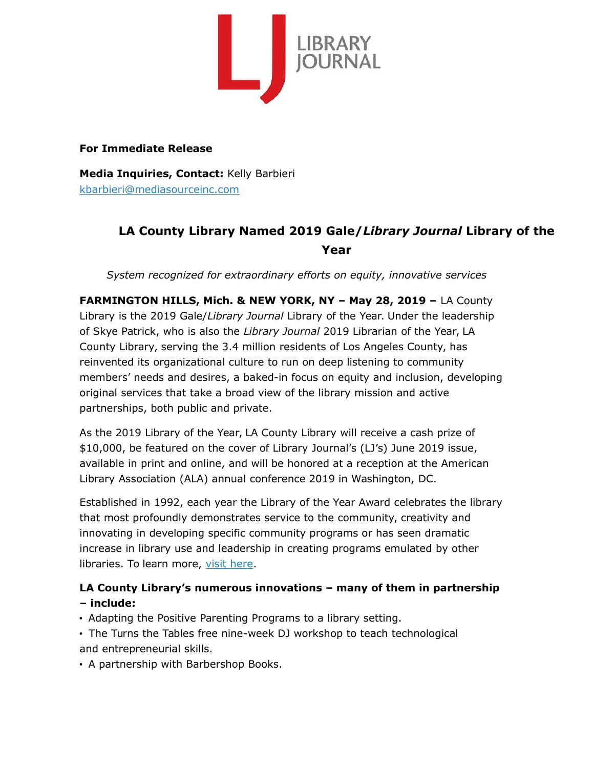LIBRARY JOURNAL

**For Immediate Release**

**Media Inquiries, Contact:** Kelly Barbieri
kbarbieri@mediasourceinc.com

# LA County Library Named 2019 Gale/*Library Journal* Library of the Year

*System recognized for extraordinary efforts on equity, innovative services*

**FARMINGTON HILLS, Mich. & NEW YORK, NY – May 28, 2019 –** LA County Library is the 2019 Gale/*Library Journal* Library of the Year. Under the leadership of Skye Patrick, who is also the *Library Journal* 2019 Librarian of the Year, LA County Library, serving the 3.4 million residents of Los Angeles County, has reinvented its organizational culture to run on deep listening to community members' needs and desires, a baked-in focus on equity and inclusion, developing original services that take a broad view of the library mission and active partnerships, both public and private.

As the 2019 Library of the Year, LA County Library will receive a cash prize of $10,000, be featured on the cover of Library Journal's (LJ's) June 2019 issue, available in print and online, and will be honored at a reception at the American Library Association (ALA) annual conference 2019 in Washington, DC.

Established in 1992, each year the Library of the Year Award celebrates the library that most profoundly demonstrates service to the community, creativity and innovating in developing specific community programs or has seen dramatic increase in library use and leadership in creating programs emulated by other libraries. To learn more, visit here.

**LA County Library's numerous innovations – many of them in partnership – include:**

- Adapting the Positive Parenting Programs to a library setting.
- The Turns the Tables free nine-week DJ workshop to teach technological and entrepreneurial skills.
- A partnership with Barbershop Books.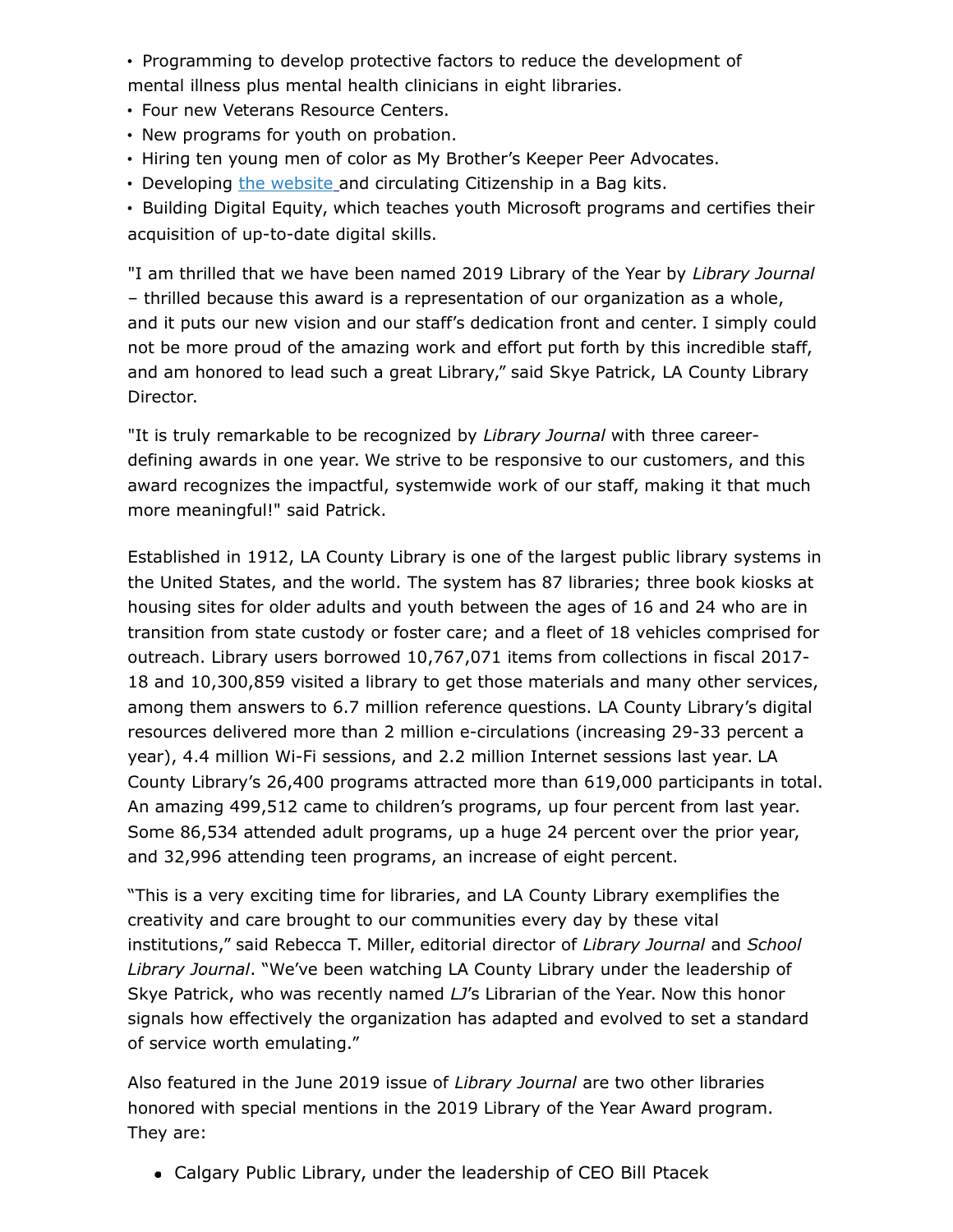- Programming to develop protective factors to reduce the development of mental illness plus mental health clinicians in eight libraries.
- Four new Veterans Resource Centers.
- New programs for youth on probation.
- Hiring ten young men of color as My Brother's Keeper Peer Advocates.
- Developing [the website](#) and circulating Citizenship in a Bag kits.
- Building Digital Equity, which teaches youth Microsoft programs and certifies their acquisition of up-to-date digital skills.

"I am thrilled that we have been named 2019 Library of the Year by *Library Journal* – thrilled because this award is a representation of our organization as a whole, and it puts our new vision and our staff's dedication front and center. I simply could not be more proud of the amazing work and effort put forth by this incredible staff, and am honored to lead such a great Library," said Skye Patrick, LA County Library Director.

"It is truly remarkable to be recognized by *Library Journal* with three career-defining awards in one year. We strive to be responsive to our customers, and this award recognizes the impactful, systemwide work of our staff, making it that much more meaningful!" said Patrick.

Established in 1912, LA County Library is one of the largest public library systems in the United States, and the world. The system has 87 libraries; three book kiosks at housing sites for older adults and youth between the ages of 16 and 24 who are in transition from state custody or foster care; and a fleet of 18 vehicles comprised for outreach. Library users borrowed 10,767,071 items from collections in fiscal 2017-18 and 10,300,859 visited a library to get those materials and many other services, among them answers to 6.7 million reference questions. LA County Library's digital resources delivered more than 2 million e-circulations (increasing 29-33 percent a year), 4.4 million Wi-Fi sessions, and 2.2 million Internet sessions last year. LA County Library's 26,400 programs attracted more than 619,000 participants in total. An amazing 499,512 came to children's programs, up four percent from last year. Some 86,534 attended adult programs, up a huge 24 percent over the prior year, and 32,996 attending teen programs, an increase of eight percent.

"This is a very exciting time for libraries, and LA County Library exemplifies the creativity and care brought to our communities every day by these vital institutions," said Rebecca T. Miller, editorial director of *Library Journal* and *School Library Journal*. "We've been watching LA County Library under the leadership of Skye Patrick, who was recently named *LJ*'s Librarian of the Year. Now this honor signals how effectively the organization has adapted and evolved to set a standard of service worth emulating."

Also featured in the June 2019 issue of *Library Journal* are two other libraries honored with special mentions in the 2019 Library of the Year Award program. They are:

- Calgary Public Library, under the leadership of CEO Bill Ptacek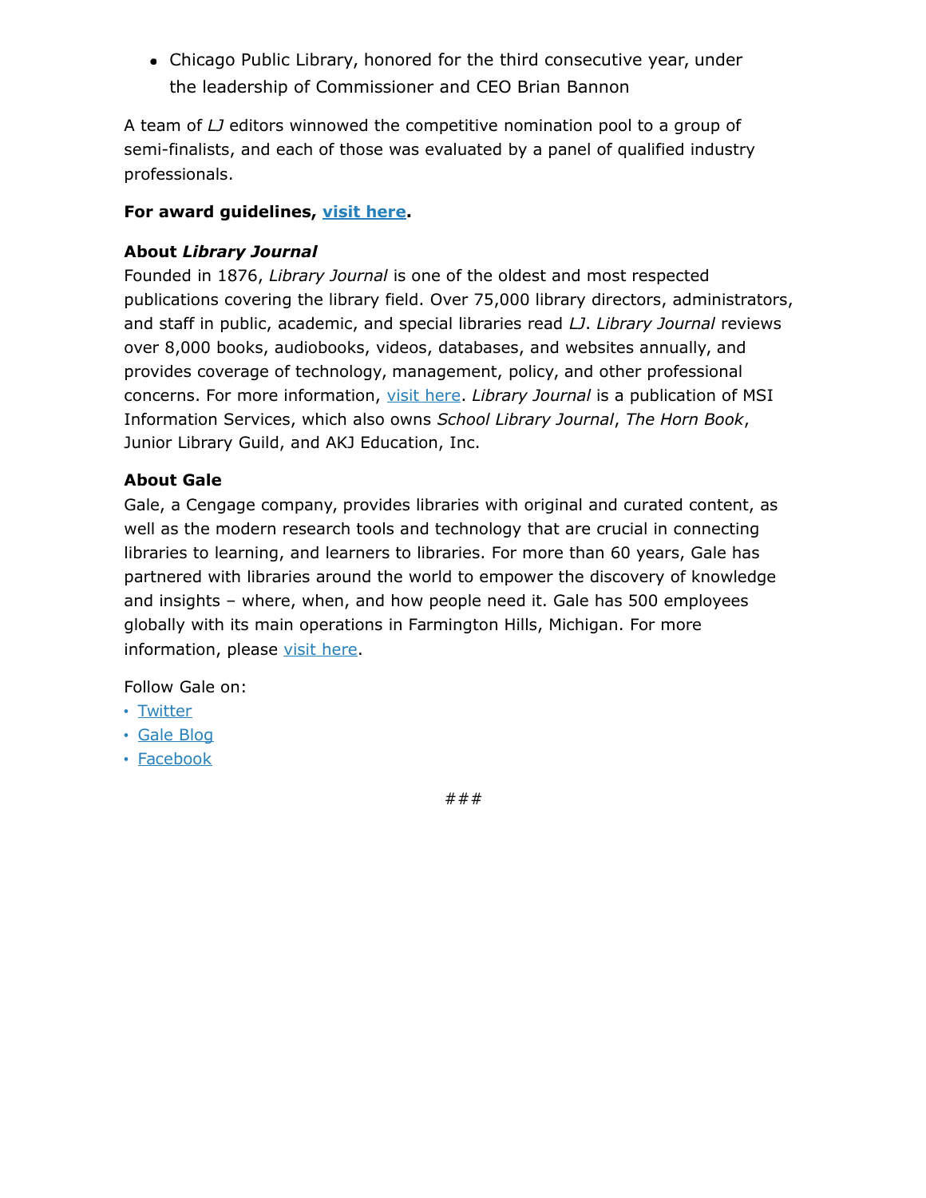- Chicago Public Library, honored for the third consecutive year, under the leadership of Commissioner and CEO Brian Bannon

A team of *LJ* editors winnowed the competitive nomination pool to a group of semi-finalists, and each of those was evaluated by a panel of qualified industry professionals.

**For award guidelines, visit here.**

**About *Library Journal***
Founded in 1876, *Library Journal* is one of the oldest and most respected publications covering the library field. Over 75,000 library directors, administrators, and staff in public, academic, and special libraries read *LJ*. *Library Journal* reviews over 8,000 books, audiobooks, videos, databases, and websites annually, and provides coverage of technology, management, policy, and other professional concerns. For more information, visit here. *Library Journal* is a publication of MSI Information Services, which also owns *School Library Journal*, *The Horn Book*, Junior Library Guild, and AKJ Education, Inc.

**About Gale**
Gale, a Cengage company, provides libraries with original and curated content, as well as the modern research tools and technology that are crucial in connecting libraries to learning, and learners to libraries. For more than 60 years, Gale has partnered with libraries around the world to empower the discovery of knowledge and insights – where, when, and how people need it. Gale has 500 employees globally with its main operations in Farmington Hills, Michigan. For more information, please visit here.

Follow Gale on:
- Twitter
- Gale Blog
- Facebook

###